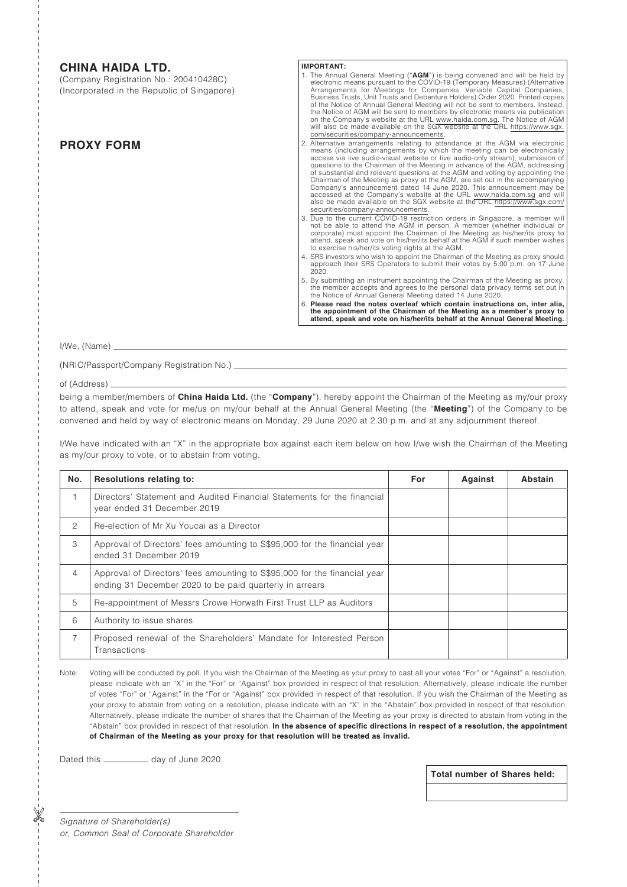# CHINA HAIDA LTD.

(Company Registration No.: 200410428C)
(Incorporated in the Republic of Singapore)

## PROXY FORM

**IMPORTANT:**

1. The Annual General Meeting ("**AGM**") is being convened and will be held by electronic means pursuant to the COVID-19 (Temporary Measures) (Alternative Arrangements for Meetings for Companies, Variable Capital Companies, Business Trusts, Unit Trusts and Debenture Holders) Order 2020. Printed copies of the Notice of Annual General Meeting will not be sent to members. Instead, the Notice of AGM will be sent to members by electronic means via publication on the Company's website at the URL www.haida.com.sg. The Notice of AGM will also be made available on the SGX website at the URL https://www.sgx.com/securities/company-announcements.
2. Alternative arrangements relating to attendance at the AGM via electronic means (including arrangements by which the meeting can be electronically access via live audio-visual website or live audio-only stream), submission of questions to the Chairman of the Meeting in advance of the AGM, addressing of substantial and relevant questions at the AGM and voting by appointing the Chairman of the Meeting as proxy at the AGM, are set out in the accompanying Company's announcement dated 14 June 2020. This announcement may be accessed at the Company's website at the URL www.haida.com.sg and will also be made available on the SGX website at the URL https://www.sgx.com/securities/company-announcements.
3. Due to the current COVID-19 restriction orders in Singapore, a member will not be able to attend the AGM in person. A member (whether individual or corporate) must appoint the Chairman of the Meeting as his/her/its proxy to attend, speak and vote on his/her/its behalf at the AGM if such member wishes to exercise his/her/its voting rights at the AGM.
4. SRS investors who wish to appoint the Chairman of the Meeting as proxy should approach their SRS Operators to submit their votes by 5.00 p.m. on 17 June 2020.
5. By submitting an instrument appointing the Chairman of the Meeting as proxy, the member accepts and agrees to the personal data privacy terms set out in the Notice of Annual General Meeting dated 14 June 2020.
6. **Please read the notes overleaf which contain instructions on, inter alia, the appointment of the Chairman of the Meeting as a member's proxy to attend, speak and vote on his/her/its behalf at the Annual General Meeting.**

I/We, (Name) ______________________________

(NRIC/Passport/Company Registration No.) ______________________________

of (Address) ______________________________

being a member/members of **China Haida Ltd.** (the "**Company**"), hereby appoint the Chairman of the Meeting as my/our proxy to attend, speak and vote for me/us on my/our behalf at the Annual General Meeting (the "**Meeting**") of the Company to be convened and held by way of electronic means on Monday, 29 June 2020 at 2.30 p.m. and at any adjournment thereof.

I/We have indicated with an "X" in the appropriate box against each item below on how I/we wish the Chairman of the Meeting as my/our proxy to vote, or to abstain from voting.

| No. | Resolutions relating to: | For | Against | Abstain |
|---|---|---|---|---|
| 1 | Directors' Statement and Audited Financial Statements for the financial year ended 31 December 2019 | | | |
| 2 | Re-election of Mr Xu Youcai as a Director | | | |
| 3 | Approval of Directors' fees amounting to S$95,000 for the financial year ended 31 December 2019 | | | |
| 4 | Approval of Directors' fees amounting to S$95,000 for the financial year ending 31 December 2020 to be paid quarterly in arrears | | | |
| 5 | Re-appointment of Messrs Crowe Horwath First Trust LLP as Auditors | | | |
| 6 | Authority to issue shares | | | |
| 7 | Proposed renewal of the Shareholders' Mandate for Interested Person Transactions | | | |

Note: Voting will be conducted by poll. If you wish the Chairman of the Meeting as your proxy to cast all your votes "For" or "Against" a resolution, please indicate with an "X" in the "For" or "Against" box provided in respect of that resolution. Alternatively, please indicate the number of votes "For" or "Against" in the "For or "Against" box provided in respect of that resolution. If you wish the Chairman of the Meeting as your proxy to abstain from voting on a resolution, please indicate with an "X" in the "Abstain" box provided in respect of that resolution. Alternatively, please indicate the number of shares that the Chairman of the Meeting as your proxy is directed to abstain from voting in the "Abstain" box provided in respect of that resolution. **In the absence of specific directions in respect of a resolution, the appointment of Chairman of the Meeting as your proxy for that resolution will be treated as invalid.**

Dated this __________ day of June 2020

| Total number of Shares held: |
|---|
| |

______________________________

*Signature of Shareholder(s)*
*or, Common Seal of Corporate Shareholder*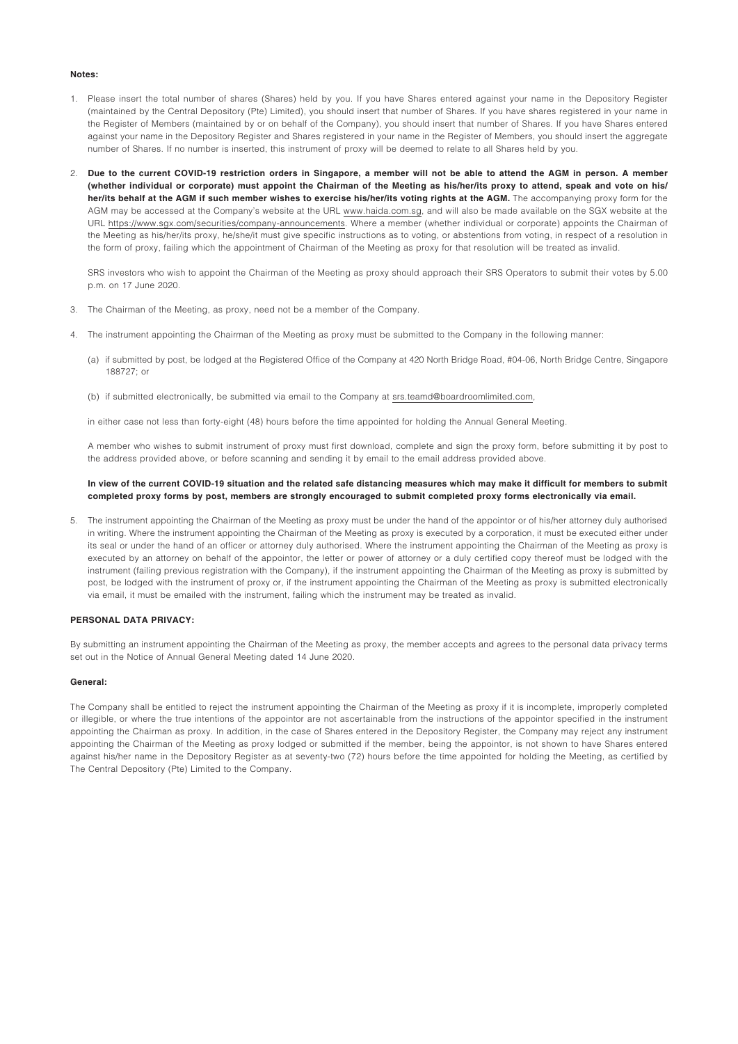**Notes:**

1. Please insert the total number of shares (Shares) held by you. If you have Shares entered against your name in the Depository Register (maintained by the Central Depository (Pte) Limited), you should insert that number of Shares. If you have shares registered in your name in the Register of Members (maintained by or on behalf of the Company), you should insert that number of Shares. If you have Shares entered against your name in the Depository Register and Shares registered in your name in the Register of Members, you should insert the aggregate number of Shares. If no number is inserted, this instrument of proxy will be deemed to relate to all Shares held by you.

2. **Due to the current COVID-19 restriction orders in Singapore, a member will not be able to attend the AGM in person. A member (whether individual or corporate) must appoint the Chairman of the Meeting as his/her/its proxy to attend, speak and vote on his/her/its behalf at the AGM if such member wishes to exercise his/her/its voting rights at the AGM.** The accompanying proxy form for the AGM may be accessed at the Company's website at the URL www.haida.com.sg, and will also be made available on the SGX website at the URL https://www.sgx.com/securities/company-announcements. Where a member (whether individual or corporate) appoints the Chairman of the Meeting as his/her/its proxy, he/she/it must give specific instructions as to voting, or abstentions from voting, in respect of a resolution in the form of proxy, failing which the appointment of Chairman of the Meeting as proxy for that resolution will be treated as invalid.

   SRS investors who wish to appoint the Chairman of the Meeting as proxy should approach their SRS Operators to submit their votes by 5.00 p.m. on 17 June 2020.

3. The Chairman of the Meeting, as proxy, need not be a member of the Company.

4. The instrument appointing the Chairman of the Meeting as proxy must be submitted to the Company in the following manner:

   (a) if submitted by post, be lodged at the Registered Office of the Company at 420 North Bridge Road, #04-06, North Bridge Centre, Singapore 188727; or

   (b) if submitted electronically, be submitted via email to the Company at srs.teamd@boardroomlimited.com,

   in either case not less than forty-eight (48) hours before the time appointed for holding the Annual General Meeting.

   A member who wishes to submit instrument of proxy must first download, complete and sign the proxy form, before submitting it by post to the address provided above, or before scanning and sending it by email to the email address provided above.

   **In view of the current COVID-19 situation and the related safe distancing measures which may make it difficult for members to submit completed proxy forms by post, members are strongly encouraged to submit completed proxy forms electronically via email.**

5. The instrument appointing the Chairman of the Meeting as proxy must be under the hand of the appointor or of his/her attorney duly authorised in writing. Where the instrument appointing the Chairman of the Meeting as proxy is executed by a corporation, it must be executed either under its seal or under the hand of an officer or attorney duly authorised. Where the instrument appointing the Chairman of the Meeting as proxy is executed by an attorney on behalf of the appointor, the letter or power of attorney or a duly certified copy thereof must be lodged with the instrument (failing previous registration with the Company), if the instrument appointing the Chairman of the Meeting as proxy is submitted by post, be lodged with the instrument of proxy or, if the instrument appointing the Chairman of the Meeting as proxy is submitted electronically via email, it must be emailed with the instrument, failing which the instrument may be treated as invalid.

**PERSONAL DATA PRIVACY:**

By submitting an instrument appointing the Chairman of the Meeting as proxy, the member accepts and agrees to the personal data privacy terms set out in the Notice of Annual General Meeting dated 14 June 2020.

**General:**

The Company shall be entitled to reject the instrument appointing the Chairman of the Meeting as proxy if it is incomplete, improperly completed or illegible, or where the true intentions of the appointor are not ascertainable from the instructions of the appointor specified in the instrument appointing the Chairman as proxy. In addition, in the case of Shares entered in the Depository Register, the Company may reject any instrument appointing the Chairman of the Meeting as proxy lodged or submitted if the member, being the appointor, is not shown to have Shares entered against his/her name in the Depository Register as at seventy-two (72) hours before the time appointed for holding the Meeting, as certified by The Central Depository (Pte) Limited to the Company.